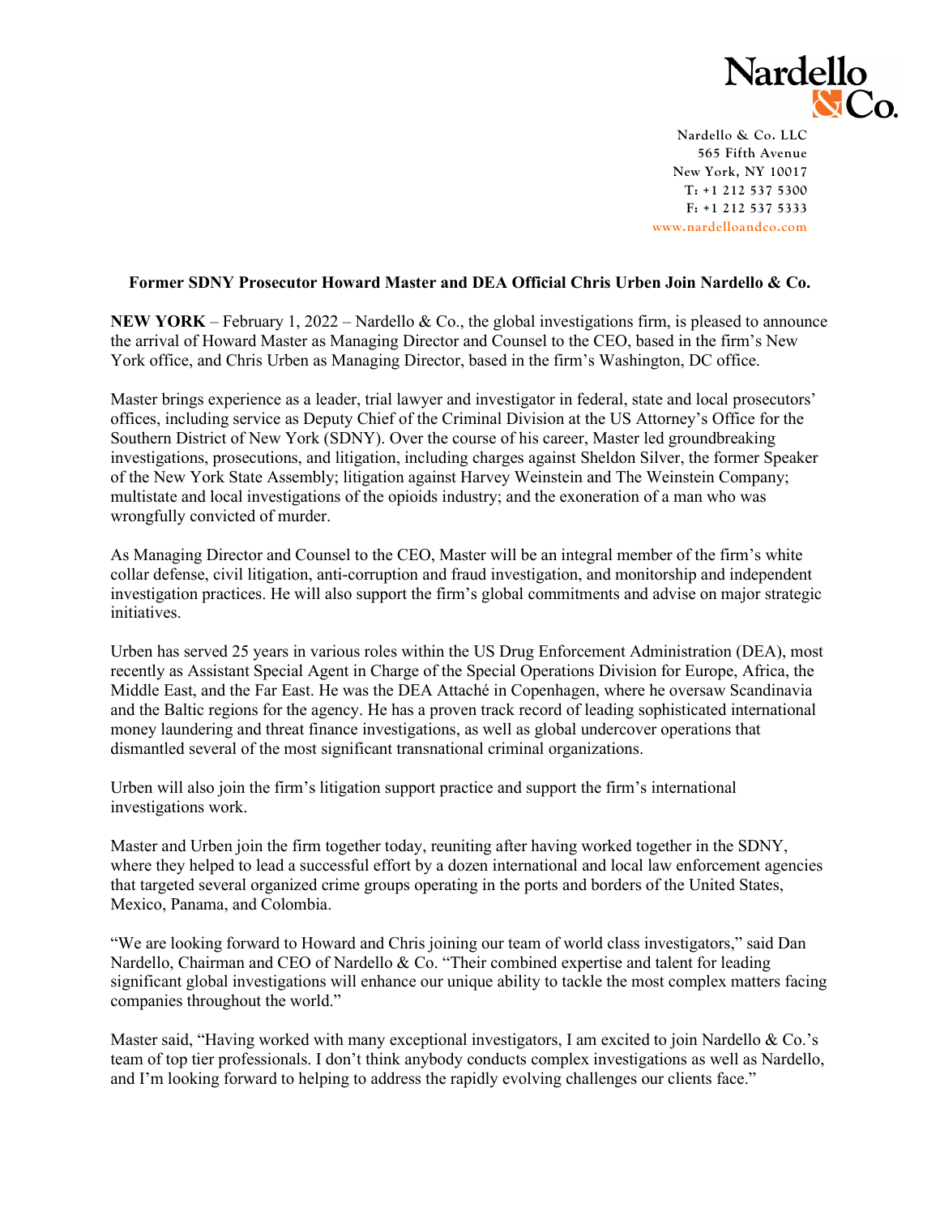Nardello & Co.

Nardello & Co. LLC
565 Fifth Avenue
New York, NY 10017
T: +1 212 537 5300
F: +1 212 537 5333
www.nardelloandco.com

**Former SDNY Prosecutor Howard Master and DEA Official Chris Urben Join Nardello & Co.**

**NEW YORK** – February 1, 2022 – Nardello & Co., the global investigations firm, is pleased to announce the arrival of Howard Master as Managing Director and Counsel to the CEO, based in the firm's New York office, and Chris Urben as Managing Director, based in the firm's Washington, DC office.

Master brings experience as a leader, trial lawyer and investigator in federal, state and local prosecutors' offices, including service as Deputy Chief of the Criminal Division at the US Attorney's Office for the Southern District of New York (SDNY). Over the course of his career, Master led groundbreaking investigations, prosecutions, and litigation, including charges against Sheldon Silver, the former Speaker of the New York State Assembly; litigation against Harvey Weinstein and The Weinstein Company; multistate and local investigations of the opioids industry; and the exoneration of a man who was wrongfully convicted of murder.

As Managing Director and Counsel to the CEO, Master will be an integral member of the firm's white collar defense, civil litigation, anti-corruption and fraud investigation, and monitorship and independent investigation practices. He will also support the firm's global commitments and advise on major strategic initiatives.

Urben has served 25 years in various roles within the US Drug Enforcement Administration (DEA), most recently as Assistant Special Agent in Charge of the Special Operations Division for Europe, Africa, the Middle East, and the Far East. He was the DEA Attaché in Copenhagen, where he oversaw Scandinavia and the Baltic regions for the agency. He has a proven track record of leading sophisticated international money laundering and threat finance investigations, as well as global undercover operations that dismantled several of the most significant transnational criminal organizations.

Urben will also join the firm's litigation support practice and support the firm's international investigations work.

Master and Urben join the firm together today, reuniting after having worked together in the SDNY, where they helped to lead a successful effort by a dozen international and local law enforcement agencies that targeted several organized crime groups operating in the ports and borders of the United States, Mexico, Panama, and Colombia.

"We are looking forward to Howard and Chris joining our team of world class investigators," said Dan Nardello, Chairman and CEO of Nardello & Co. "Their combined expertise and talent for leading significant global investigations will enhance our unique ability to tackle the most complex matters facing companies throughout the world."

Master said, "Having worked with many exceptional investigators, I am excited to join Nardello & Co.'s team of top tier professionals. I don't think anybody conducts complex investigations as well as Nardello, and I'm looking forward to helping to address the rapidly evolving challenges our clients face."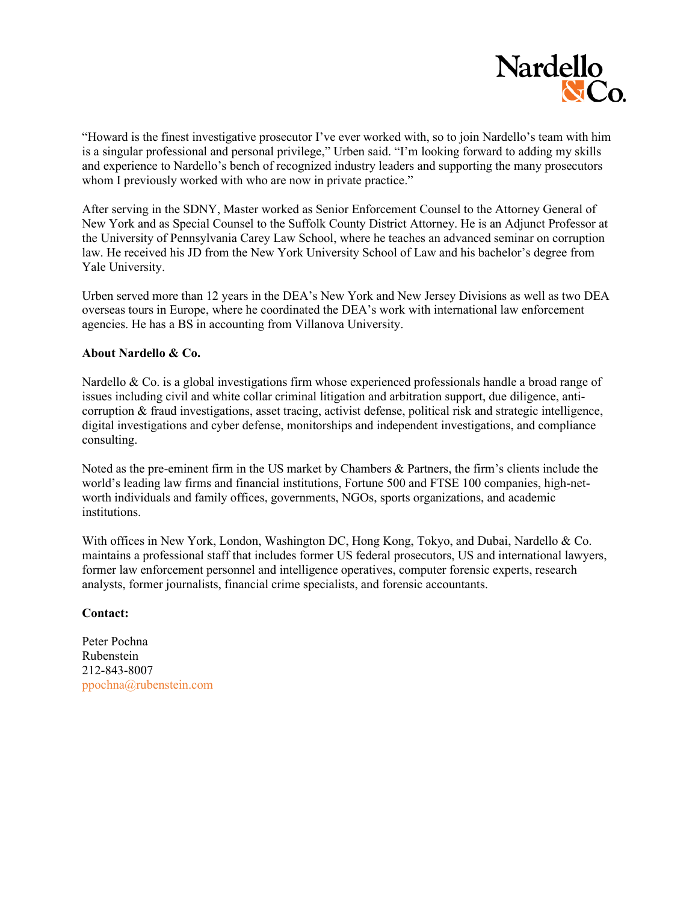"Howard is the finest investigative prosecutor I've ever worked with, so to join Nardello's team with him is a singular professional and personal privilege," Urben said. "I'm looking forward to adding my skills and experience to Nardello's bench of recognized industry leaders and supporting the many prosecutors whom I previously worked with who are now in private practice."

After serving in the SDNY, Master worked as Senior Enforcement Counsel to the Attorney General of New York and as Special Counsel to the Suffolk County District Attorney. He is an Adjunct Professor at the University of Pennsylvania Carey Law School, where he teaches an advanced seminar on corruption law. He received his JD from the New York University School of Law and his bachelor's degree from Yale University.

Urben served more than 12 years in the DEA's New York and New Jersey Divisions as well as two DEA overseas tours in Europe, where he coordinated the DEA's work with international law enforcement agencies. He has a BS in accounting from Villanova University.

**About Nardello & Co.**

Nardello & Co. is a global investigations firm whose experienced professionals handle a broad range of issues including civil and white collar criminal litigation and arbitration support, due diligence, anti-corruption & fraud investigations, asset tracing, activist defense, political risk and strategic intelligence, digital investigations and cyber defense, monitorships and independent investigations, and compliance consulting.

Noted as the pre-eminent firm in the US market by Chambers & Partners, the firm's clients include the world's leading law firms and financial institutions, Fortune 500 and FTSE 100 companies, high-net-worth individuals and family offices, governments, NGOs, sports organizations, and academic institutions.

With offices in New York, London, Washington DC, Hong Kong, Tokyo, and Dubai, Nardello & Co. maintains a professional staff that includes former US federal prosecutors, US and international lawyers, former law enforcement personnel and intelligence operatives, computer forensic experts, research analysts, former journalists, financial crime specialists, and forensic accountants.

**Contact:**

Peter Pochna
Rubenstein
212-843-8007
ppochna@rubenstein.com